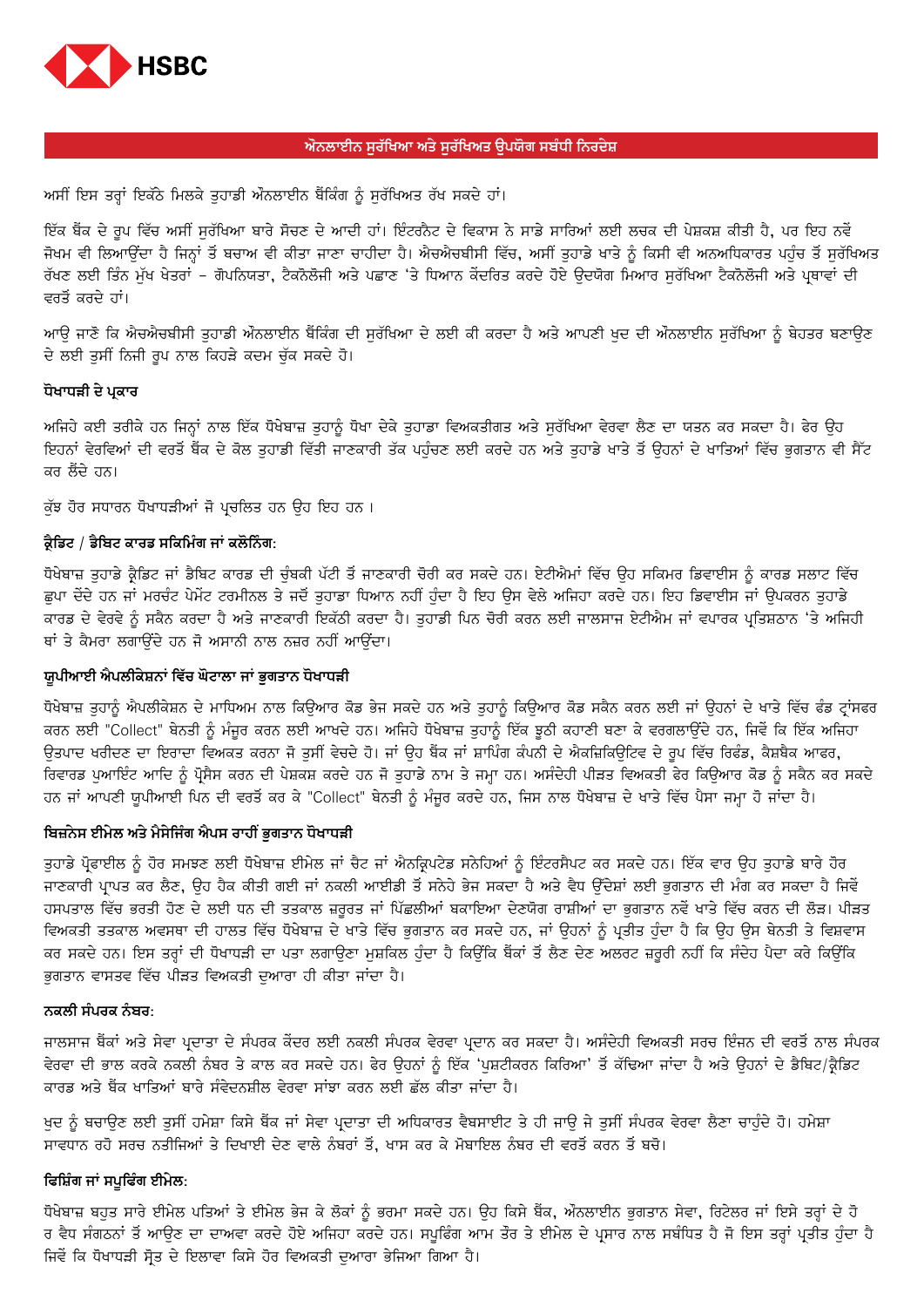HSBC

## ਔਨਲਾਈਨ ਸੁਰੱਖਿਆ ਅਤੇ ਸੁਰੱਖਿਅਤ ਉਪਯੋਗ ਸਬੰਧੀ ਨਿਰਦੇਸ਼

ਅਸੀਂ ਇਸ ਤਰ੍ਹਾਂ ਇਕੱਠੇ ਮਿਲਕੇ ਤੁਹਾਡੀ ਔਨਲਾਈਨ ਬੈਂਕਿੰਗ ਨੂੰ ਸੁਰੱਖਿਅਤ ਰੱਖ ਸਕਦੇ ਹਾਂ।

ਇੱਕ ਬੈਂਕ ਦੇ ਰੂਪ ਵਿੱਚ ਅਸੀਂ ਸੁਰੱਖਿਆ ਬਾਰੇ ਸੋਚਣ ਦੇ ਆਦੀ ਹਾਂ। ਇੰਟਰਨੈਟ ਦੇ ਵਿਕਾਸ ਨੇ ਸਾਡੇ ਸਾਰਿਆਂ ਲਈ ਲਚਕ ਦੀ ਪੇਸ਼ਕਸ਼ ਕੀਤੀ ਹੈ, ਪਰ ਇਹ ਨਵੇਂ ਜੋਖਮ ਵੀ ਲਿਆਉਂਦਾ ਹੈ ਜਿਨ੍ਹਾਂ ਤੋਂ ਬਚਾਅ ਵੀ ਕੀਤਾ ਜਾਣਾ ਚਾਹੀਦਾ ਹੈ। ਐਚਐਚਬੀਸੀ ਵਿੱਚ, ਅਸੀਂ ਤੁਹਾਡੇ ਖਾਤੇ ਨੂੰ ਕਿਸੀ ਵੀ ਅਨਅਧਿਕਾਰਤ ਪਹੁੰਚ ਤੋਂ ਸੁਰੱਖਿਅਤ ਰੱਖਣ ਲਈ ਤਿੰਨ ਮੁੱਖ ਖੇਤਰਾਂ - ਗੋਪਨਿਯਤਾ, ਟੈਕਨੋਲੋਜੀ ਅਤੇ ਪਛਾਣ 'ਤੇ ਧਿਆਨ ਕੇਂਦਰਿਤ ਕਰਦੇ ਹੋਏ ਉਦਯੋਗ ਮਿਆਰ ਸੁਰੱਖਿਆ ਟੈਕਨੋਲੋਜੀ ਅਤੇ ਪ੍ਰਥਾਵਾਂ ਦੀ ਵਰਤੋਂ ਕਰਦੇ ਹਾਂ।

ਆਉ ਜਾਣੋ ਕਿ ਐਚਐਚਬੀਸੀ ਤੁਹਾਡੀ ਔਨਲਾਈਨ ਬੈਂਕਿੰਗ ਦੀ ਸੁਰੱਖਿਆ ਦੇ ਲਈ ਕੀ ਕਰਦਾ ਹੈ ਅਤੇ ਆਪਣੀ ਖੁਦ ਦੀ ਔਨਲਾਈਨ ਸੁਰੱਖਿਆ ਨੂੰ ਬੇਹਤਰ ਬਣਾਉਣ ਦੇ ਲਈ ਤੁਸੀਂ ਨਿਜੀ ਰੂਪ ਨਾਲ ਕਿਹੜੇ ਕਦਮ ਚੁੱਕ ਸਕਦੇ ਹੋ।

### ਧੋਖਾਧੜੀ ਦੇ ਪ੍ਰਕਾਰ

ਅਜਿਹੇ ਕਈ ਤਰੀਕੇ ਹਨ ਜਿਨ੍ਹਾਂ ਨਾਲ ਇੱਕ ਧੋਖੇਬਾਜ਼ ਤੁਹਾਨੂੰ ਧੋਖਾ ਦੇਕੇ ਤੁਹਾਡਾ ਵਿਅਕਤੀਗਤ ਅਤੇ ਸੁਰੱਖਿਆ ਵੇਰਵਾ ਲੈਣ ਦਾ ਯਤਨ ਕਰ ਸਕਦਾ ਹੈ। ਫੇਰ ਉਹ ਇਹਨਾਂ ਵੇਰਵਿਆਂ ਦੀ ਵਰਤੋਂ ਬੈਂਕ ਦੇ ਕੋਲ ਤੁਹਾਡੀ ਵਿੱਤੀ ਜਾਣਕਾਰੀ ਤੱਕ ਪਹੁੰਚਣ ਲਈ ਕਰਦੇ ਹਨ ਅਤੇ ਤੁਹਾਡੇ ਖਾਤੇ ਤੋਂ ਉਹਨਾਂ ਦੇ ਖਾਤਿਆਂ ਵਿੱਚ ਭੁਗਤਾਨ ਵੀ ਸੈੱਟ ਕਰ ਲੈਂਦੇ ਹਨ।

ਕੁੱਝ ਹੋਰ ਸਧਾਰਨ ਧੋਖਾਧੜੀਆਂ ਜੋ ਪ੍ਰਚਲਿਤ ਹਨ ਉਹ ਇਹ ਹਨ ।

### ਕ੍ਰੈਡਿਟ / ਡੈਬਿਟ ਕਾਰਡ ਸਕਿਮਿੰਗ ਜਾਂ ਕਲੋਨਿੰਗ:

ਧੋਖੇਬਾਜ਼ ਤੁਹਾਡੇ ਕ੍ਰੈਡਿਟ ਜਾਂ ਡੈਬਿਟ ਕਾਰਡ ਦੀ ਚੁੰਬਕੀ ਪੱਟੀ ਤੋਂ ਜਾਣਕਾਰੀ ਚੋਰੀ ਕਰ ਸਕਦੇ ਹਨ। ਏਟੀਐਮਾਂ ਵਿੱਚ ਉਹ ਸਕਿਮਰ ਡਿਵਾਈਸ ਨੂੰ ਕਾਰਡ ਸਲਾਟ ਵਿੱਚ ਛੁਪਾ ਦੇਂਦੇ ਹਨ ਜਾਂ ਮਰਚੰਟ ਪੇਮੇਂਟ ਟਰਮੀਨਲ ਤੇ ਜਦੋਂ ਤੁਹਾਡਾ ਧਿਆਨ ਨਹੀਂ ਹੁੰਦਾ ਹੈ ਇਹ ਉਸ ਵੇਲੇ ਅਜਿਹਾ ਕਰਦੇ ਹਨ। ਇਹ ਡਿਵਾਈਸ ਜਾਂ ਉਪਕਰਨ ਤੁਹਾਡੇ ਕਾਰਡ ਦੇ ਵੇਰਵੇ ਨੂੰ ਸਕੈਨ ਕਰਦਾ ਹੈ ਅਤੇ ਜਾਣਕਾਰੀ ਇਕੱਠੀ ਕਰਦਾ ਹੈ। ਤੁਹਾਡੀ ਪਿਨ ਚੋਰੀ ਕਰਨ ਲਈ ਜਾਲਸਾਜ ਏਟੀਐਮ ਜਾਂ ਵਪਾਰਕ ਪ੍ਰਤਿਸ਼ਠਾਨ 'ਤੇ ਅਜਿਹੀ ਥਾਂ ਤੇ ਕੈਮਰਾ ਲਗਾਉਂਦੇ ਹਨ ਜੋ ਅਸਾਨੀ ਨਾਲ ਨਜ਼ਰ ਨਹੀਂ ਆਉਂਦਾ।

### ਯੂਪੀਆਈ ਐਪਲੀਕੇਸ਼ਨਾਂ ਵਿੱਚ ਘੋਟਾਲਾ ਜਾਂ ਭੁਗਤਾਨ ਧੋਖਾਧੜੀ

ਧੋਖੇਬਾਜ਼ ਤੁਹਾਨੂੰ ਐਪਲੀਕੇਸ਼ਨ ਦੇ ਮਾਧਿਅਮ ਨਾਲ ਕਿਊਆਰ ਕੋਡ ਭੇਜ ਸਕਦੇ ਹਨ ਅਤੇ ਤੁਹਾਨੂੰ ਕਿਊਆਰ ਕੋਡ ਸਕੈਨ ਕਰਨ ਲਈ ਜਾਂ ਉਹਨਾਂ ਦੇ ਖਾਤੇ ਵਿੱਚ ਫੰਡ ਟ੍ਰਾਂਸਫਰ ਕਰਨ ਲਈ "Collect" ਬੇਨਤੀ ਨੂੰ ਮੰਜੂਰ ਕਰਨ ਲਈ ਆਖਦੇ ਹਨ। ਅਜਿਹੇ ਧੋਖੇਬਾਜ਼ ਤੁਹਾਨੂੰ ਇੱਕ ਝੂਠੀ ਕਹਾਣੀ ਬਣਾ ਕੇ ਵਰਗਲਾਉਂਦੇ ਹਨ, ਜਿਵੇਂ ਕਿ ਇੱਕ ਅਜਿਹਾ ਉਤਪਾਦ ਖਰੀਦਣ ਦਾ ਇਰਾਦਾ ਵਿਅਕਤ ਕਰਨਾ ਜੋ ਤੁਸੀਂ ਵੇਚਦੇ ਹੋ। ਜਾਂ ਉਹ ਬੈਂਕ ਜਾਂ ਸ਼ਾਪਿੰਗ ਕੰਪਨੀ ਦੇ ਐਕਜ਼ਿਕਿਊਟਿਵ ਦੇ ਰੂਪ ਵਿੱਚ ਰਿਫੰਡ, ਕੈਸ਼ਬੈਕ ਆਫਰ, ਰਿਵਾਰਡ ਪੁਆਇੰਟ ਆਦਿ ਨੂੰ ਪ੍ਰੋਸੈਸ ਕਰਨ ਦੀ ਪੇਸ਼ਕਸ਼ ਕਰਦੇ ਹਨ ਜੋ ਤੁਹਾਡੇ ਨਾਮ ਤੇ ਜਮ੍ਹਾ ਹਨ। ਅਸੰਦੇਹੀ ਪੀੜਤ ਵਿਅਕਤੀ ਫੇਰ ਕਿਊਆਰ ਕੋਡ ਨੂੰ ਸਕੈਨ ਕਰ ਸਕਦੇ ਹਨ ਜਾਂ ਆਪਣੀ ਯੂਪੀਆਈ ਪਿਨ ਦੀ ਵਰਤੋਂ ਕਰ ਕੇ "Collect" ਬੇਨਤੀ ਨੂੰ ਮੰਜੂਰ ਕਰਦੇ ਹਨ, ਜਿਸ ਨਾਲ ਧੋਖੇਬਾਜ਼ ਦੇ ਖਾਤੇ ਵਿੱਚ ਪੈਸਾ ਜਮ੍ਹਾ ਹੋ ਜਾਂਦਾ ਹੈ।

### ਬਿਜ਼ਨੇਸ ਈਮੇਲ ਅਤੇ ਮੈਸੇਜਿੰਗ ਐਪਸ ਰਾਹੀਂ ਭੁਗਤਾਨ ਧੋਖਾਧੜੀ

ਤੁਹਾਡੇ ਪ੍ਰੋਫਾਈਲ ਨੂੰ ਹੋਰ ਸਮਝਣ ਲਈ ਧੋਖੇਬਾਜ਼ ਈਮੇਲ ਜਾਂ ਚੈਟ ਜਾਂ ਐਨਕ੍ਰਿਪਟੇਡ ਸਨੇਹਿਆਂ ਨੂੰ ਇੰਟਰਸੈਪਟ ਕਰ ਸਕਦੇ ਹਨ। ਇੱਕ ਵਾਰ ਉਹ ਤੁਹਾਡੇ ਬਾਰੇ ਹੋਰ ਜਾਣਕਾਰੀ ਪ੍ਰਾਪਤ ਕਰ ਲੈਣ, ਉਹ ਹੈਕ ਕੀਤੀ ਗਈ ਜਾਂ ਨਕਲੀ ਆਈਡੀ ਤੋਂ ਸਨੇਹੇ ਭੇਜ ਸਕਦਾ ਹੈ ਅਤੇ ਵੈਧ ਉਦੇਸ਼ਾਂ ਲਈ ਭੁਗਤਾਨ ਦੀ ਮੰਗ ਕਰ ਸਕਦਾ ਹੈ ਜਿਵੇਂ ਹਸਪਤਾਲ ਵਿੱਚ ਭਰਤੀ ਹੋਣ ਦੇ ਲਈ ਧਨ ਦੀ ਤਤਕਾਲ ਜ਼ਰੂਰਤ ਜਾਂ ਪਿੱਛਲੀਆਂ ਬਕਾਇਆ ਦੇਣਯੋਗ ਰਾਸ਼ੀਆਂ ਦਾ ਭੁਗਤਾਨ ਨਵੇਂ ਖਾਤੇ ਵਿੱਚ ਕਰਨ ਦੀ ਲੋੜ। ਪੀੜਤ ਵਿਅਕਤੀ ਤਤਕਾਲ ਅਵਸਥਾ ਦੀ ਹਾਲਤ ਵਿੱਚ ਧੋਖੇਬਾਜ਼ ਦੇ ਖਾਤੇ ਵਿੱਚ ਭੁਗਤਾਨ ਕਰ ਸਕਦੇ ਹਨ, ਜਾਂ ਉਹਨਾਂ ਨੂੰ ਪ੍ਰਤੀਤ ਹੁੰਦਾ ਹੈ ਕਿ ਉਹ ਉਸ ਬੇਨਤੀ ਤੇ ਵਿਸ਼ਵਾਸ ਕਰ ਸਕਦੇ ਹਨ। ਇਸ ਤਰ੍ਹਾਂ ਦੀ ਧੋਖਾਧੜੀ ਦਾ ਪਤਾ ਲਗਾਉਣਾ ਮੁਸ਼ਕਿਲ ਹੁੰਦਾ ਹੈ ਕਿਉਂਕਿ ਬੈਂਕਾਂ ਤੋਂ ਲੈਣ ਦੇਣ ਅਲਰਟ ਜ਼ਰੂਰੀ ਨਹੀਂ ਕਿ ਸੰਦੇਹ ਪੈਦਾ ਕਰੇ ਕਿਉਂਕਿ ਭੁਗਤਾਨ ਵਾਸਤਵ ਵਿੱਚ ਪੀੜਤ ਵਿਅਕਤੀ ਦੁਆਰਾ ਹੀ ਕੀਤਾ ਜਾਂਦਾ ਹੈ।

### ਨਕਲੀ ਸੰਪਰਕ ਨੰਬਰ:

ਜਾਲਸਾਜ ਬੈਂਕਾਂ ਅਤੇ ਸੇਵਾ ਪ੍ਰਦਾਤਾ ਦੇ ਸੰਪਰਕ ਕੇਂਦਰ ਲਈ ਨਕਲੀ ਸੰਪਰਕ ਵੇਰਵਾ ਪ੍ਰਦਾਨ ਕਰ ਸਕਦਾ ਹੈ। ਅਸੰਦੇਹੀ ਵਿਅਕਤੀ ਸਰਚ ਇੰਜਨ ਦੀ ਵਰਤੋਂ ਨਾਲ ਸੰਪਰਕ ਵੇਰਵਾ ਦੀ ਭਾਲ ਕਰਕੇ ਨਕਲੀ ਨੰਬਰ ਤੇ ਕਾਲ ਕਰ ਸਕਦੇ ਹਨ। ਫੇਰ ਉਹਨਾਂ ਨੂੰ ਇੱਕ 'ਪ੍ਰਸ਼ਟੀਕਰਨ ਕਿਰਿਆ' ਤੋਂ ਕੱਢਿਆ ਜਾਂਦਾ ਹੈ ਅਤੇ ਉਹਨਾਂ ਦੇ ਡੈਬਿਟ/ਕ੍ਰੈਡਿਟ ਕਾਰਡ ਅਤੇ ਬੈਂਕ ਖਾਤਿਆਂ ਬਾਰੇ ਸੰਵੇਦਨਸ਼ੀਲ ਵੇਰਵਾ ਸਾਂਝਾ ਕਰਨ ਲਈ ਛੱਲ ਕੀਤਾ ਜਾਂਦਾ ਹੈ।

ਖੁਦ ਨੂੰ ਬਚਾਉਣ ਲਈ ਤੁਸੀਂ ਹਮੇਸ਼ਾ ਕਿਸੇ ਬੈਂਕ ਜਾਂ ਸੇਵਾ ਪ੍ਰਦਾਤਾ ਦੀ ਅਧਿਕਾਰਤ ਵੈਬਸਾਈਟ ਤੇ ਹੀ ਜਾਉ ਜੇ ਤੁਸੀਂ ਸੰਪਰਕ ਵੇਰਵਾ ਲੈਣਾ ਚਾਹੁੰਦੇ ਹੋ। ਹਮੇਸ਼ਾ ਸਾਵਧਾਨ ਰਹੋ ਸਰਚ ਨਤੀਜਿਆਂ ਤੇ ਦਿਖਾਈ ਦੇਣ ਵਾਲੇ ਨੰਬਰਾਂ ਤੋਂ, ਖਾਸ ਕਰ ਕੇ ਮੋਬਾਇਲ ਨੰਬਰ ਦੀ ਵਰਤੋਂ ਕਰਨ ਤੋਂ ਬਚੋ।

### ਫਿਸ਼ਿੰਗ ਜਾਂ ਸਪੂਫਿੰਗ ਈਮੇਲ:

ਧੋਖੇਬਾਜ਼ ਬਹੁਤ ਸਾਰੇ ਈਮੇਲ ਪਤਿਆਂ ਤੇ ਈਮੇਲ ਭੇਜ ਕੇ ਲੋਕਾਂ ਨੂੰ ਭਰਮਾ ਸਕਦੇ ਹਨ। ਉਹ ਕਿਸੇ ਬੈਂਕ, ਔਨਲਾਈਨ ਭੁਗਤਾਨ ਸੇਵਾ, ਰਿਟੇਲਰ ਜਾਂ ਇਸੇ ਤਰ੍ਹਾਂ ਦੇ ਹੋ ਰ ਵੈਧ ਸੰਗਠਨਾਂ ਤੋਂ ਆਉਣ ਦਾ ਦਾਅਵਾ ਕਰਦੇ ਹੋਏ ਅਜਿਹਾ ਕਰਦੇ ਹਨ। ਸਪੂਫਿੰਗ ਆਮ ਤੌਰ ਤੇ ਈਮੇਲ ਦੇ ਪ੍ਰਸਾਰ ਨਾਲ ਸਬੰਧਿਤ ਹੈ ਜੋ ਇਸ ਤਰ੍ਹਾਂ ਪ੍ਰਤੀਤ ਹੁੰਦਾ ਹੈ ਜਿਵੇਂ ਕਿ ਧੋਖਾਧੜੀ ਸ੍ਰੋਤ ਦੇ ਇਲਾਵਾ ਕਿਸੇ ਹੋਰ ਵਿਅਕਤੀ ਦੁਆਰਾ ਭੇਜਿਆ ਗਿਆ ਹੈ।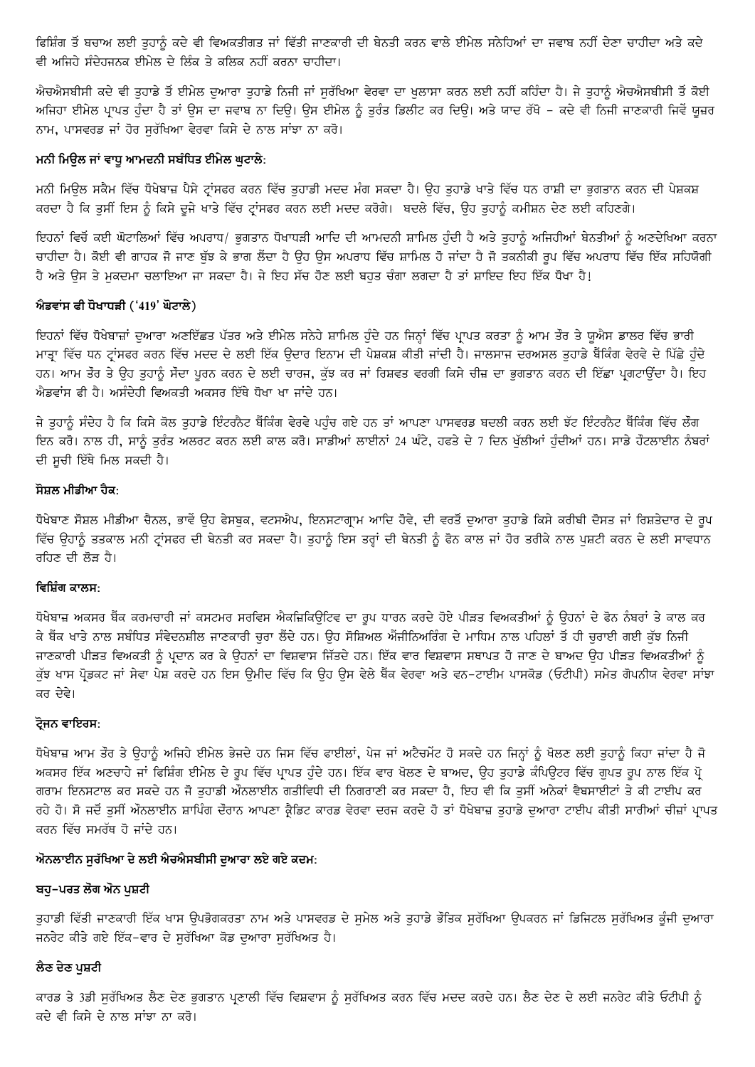ਫਿਸ਼ਿੰਗ ਤੋਂ ਬਚਾਅ ਲਈ ਤੁਹਾਨੂੰ ਕਦੇ ਵੀ ਵਿਅਕਤੀਗਤ ਜਾਂ ਵਿੱਤੀ ਜਾਣਕਾਰੀ ਦੀ ਬੇਨਤੀ ਕਰਨ ਵਾਲੇ ਈਮੇਲ ਸਨੇਹਿਆਂ ਦਾ ਜਵਾਬ ਨਹੀਂ ਦੇਣਾ ਚਾਹੀਦਾ ਅਤੇ ਕਦੇ ਵੀ ਅਜਿਹੇ ਸੰਦੇਹਜਨਕ ਈਮੇਲ ਦੇ ਲਿੰਕ ਤੇ ਕਲਿਕ ਨਹੀਂ ਕਰਨਾ ਚਾਹੀਦਾ।

ਐਚਐਸਬੀਸੀ ਕਦੇ ਵੀ ਤੁਹਾਡੇ ਤੋਂ ਈਮੇਲ ਦੁਆਰਾ ਤੁਹਾਡੇ ਨਿਜੀ ਜਾਂ ਸੁਰੱਖਿਆ ਵੇਰਵਾ ਦਾ ਖੁਲਾਸਾ ਕਰਨ ਲਈ ਨਹੀਂ ਕਹਿੰਦਾ ਹੈ। ਜੇ ਤੁਹਾਨੂੰ ਐਚਐਸਬੀਸੀ ਤੋਂ ਕੋਈ ਅਜਿਹਾ ਈਮੇਲ ਪ੍ਰਾਪਤ ਹੁੰਦਾ ਹੈ ਤਾਂ ਉਸ ਦਾ ਜਵਾਬ ਨਾ ਦਿਉ। ਉਸ ਈਮੇਲ ਨੂੰ ਤੁਰੰਤ ਡਿਲੀਟ ਕਰ ਦਿਉ। ਅਤੇ ਯਾਦ ਰੱਖੋ – ਕਦੇ ਵੀ ਨਿਜੀ ਜਾਣਕਾਰੀ ਜਿਵੇਂ ਯੂਜ਼ਰ ਨਾਮ, ਪਾਸਵਰਡ ਜਾਂ ਹੋਰ ਸੁਰੱਖਿਆ ਵੇਰਵਾ ਕਿਸੇ ਦੇ ਨਾਲ ਸਾਂਝਾ ਨਾ ਕਰੋ।

#### ਮਨੀ ਮਿਉਲ ਜਾਂ ਵਾਧੂ ਆਮਦਨੀ ਸਬੰਧਿਤ ਈਮੇਲ ਘੁਟਾਲੇ:

ਮਨੀ ਮਿਉਲ ਸਕੈਮ ਵਿੱਚ ਧੋਖੇਬਾਜ਼ ਪੈਸੇ ਟ੍ਰਾਂਸਫਰ ਕਰਨ ਵਿੱਚ ਤੁਹਾਡੀ ਮਦਦ ਮੰਗ ਸਕਦਾ ਹੈ। ਉਹ ਤੁਹਾਡੇ ਖਾਤੇ ਵਿੱਚ ਧਨ ਰਾਸ਼ੀ ਦਾ ਭੁਗਤਾਨ ਕਰਨ ਦੀ ਪੇਸ਼ਕਸ਼ ਕਰਦਾ ਹੈ ਕਿ ਤੁਸੀਂ ਇਸ ਨੂੰ ਕਿਸੇ ਦੂਜੇ ਖਾਤੇ ਵਿੱਚ ਟ੍ਰਾਂਸਫਰ ਕਰਨ ਲਈ ਮਦਦ ਕਰੋਗੇ। ਬਦਲੇ ਵਿੱਚ, ਉਹ ਤੁਹਾਨੂੰ ਕਮੀਸ਼ਨ ਦੇਣ ਲਈ ਕਹਿਣਗੇ।

ਇਹਨਾਂ ਵਿੱਚੋਂ ਕਈ ਘੋਟਾਲਿਆਂ ਵਿੱਚ ਅਪਰਾਧ/ ਭੁਗਤਾਨ ਧੋਖਾਧੜੀ ਆਦਿ ਦੀ ਆਮਦਨੀ ਸ਼ਾਮਿਲ ਹੁੰਦੀ ਹੈ ਅਤੇ ਤੁਹਾਨੂੰ ਅਜਿਹੀਆਂ ਬੇਨਤੀਆਂ ਨੂੰ ਅਣਦੇਖਿਆ ਕਰਨਾ ਚਾਹੀਦਾ ਹੈ। ਕੋਈ ਵੀ ਗਾਹਕ ਜੋ ਜਾਣ ਬੁੱਝ ਕੇ ਭਾਗ ਲੈਂਦਾ ਹੈ ਉਹ ਉਸ ਅਪਰਾਧ ਵਿੱਚ ਸ਼ਾਮਿਲ ਹੋ ਜਾਂਦਾ ਹੈ ਜੋ ਤਕਨੀਕੀ ਰੂਪ ਵਿੱਚ ਅਪਰਾਧ ਵਿੱਚ ਇੱਕ ਸਹਿਯੋਗੀ ਹੈ ਅਤੇ ਉਸ ਤੇ ਮੁਕਦਮਾ ਚਲਾਇਆ ਜਾ ਸਕਦਾ ਹੈ। ਜੇ ਇਹ ਸੱਚ ਹੋਣ ਲਈ ਬਹੁਤ ਚੰਗਾ ਲਗਦਾ ਹੈ ਤਾਂ ਸ਼ਾਇਦ ਇਹ ਇੱਕ ਧੋਖਾ ਹੈ!

#### ਐਡਵਾਂਸ ਫੀ ਧੋਖਾਧੜੀ ('419' ਘੋਟਾਲੇ)

ਇਹਨਾਂ ਵਿੱਚ ਧੋਖੇਬਾਜ਼ਾਂ ਦੁਆਰਾ ਅਣਇੱਛਤ ਪੱਤਰ ਅਤੇ ਈਮੇਲ ਸਨੇਹੇ ਸ਼ਾਮਿਲ ਹੁੰਦੇ ਹਨ ਜਿਨ੍ਹਾਂ ਵਿੱਚ ਪ੍ਰਾਪਤ ਕਰਤਾ ਨੂੰ ਆਮ ਤੌਰ ਤੇ ਯੂਐਸ ਡਾਲਰ ਵਿੱਚ ਭਾਰੀ ਮਾਤ੍ਰਾ ਵਿੱਚ ਧਨ ਟ੍ਰਾਂਸਫਰ ਕਰਨ ਵਿੱਚ ਮਦਦ ਦੇ ਲਈ ਇੱਕ ਉਦਾਰ ਇਨਾਮ ਦੀ ਪੇਸ਼ਕਸ਼ ਕੀਤੀ ਜਾਂਦੀ ਹੈ। ਜਾਲਸਾਜ਼ ਦਰਅਸਲ ਤੁਹਾਡੇ ਬੈਂਕਿੰਗ ਵੇਰਵੇ ਦੇ ਪਿੱਛੇ ਹੁੰਦੇ ਹਨ। ਆਮ ਤੌਰ ਤੇ ਉਹ ਤੁਹਾਨੂੰ ਸੌਦਾ ਪੂਰਨ ਕਰਨ ਦੇ ਲਈ ਚਾਰਜ, ਕੁੱਝ ਕਰ ਜਾਂ ਰਿਸ਼ਵਤ ਵਰਗੀ ਕਿਸੇ ਚੀਜ਼ ਦਾ ਭੁਗਤਾਨ ਕਰਨ ਦੀ ਇੱਛਾ ਪ੍ਰਗਟਾਉਂਦਾ ਹੈ। ਇਹ ਐਡਵਾਂਸ ਫੀ ਹੈ। ਅਸੰਦੇਹੀ ਵਿਅਕਤੀ ਅਕਸਰ ਇੱਥੇ ਧੋਖਾ ਖਾ ਜਾਂਦੇ ਹਨ।

ਜੇ ਤੁਹਾਨੂੰ ਸੰਦੇਹ ਹੈ ਕਿ ਕਿਸੇ ਕੋਲ ਤੁਹਾਡੇ ਇੰਟਰਨੈਟ ਬੈਂਕਿੰਗ ਵੇਰਵੇ ਪਹੁੰਚ ਗਏ ਹਨ ਤਾਂ ਆਪਣਾ ਪਾਸਵਰਡ ਬਦਲੀ ਕਰਨ ਲਈ ਝੱਟ ਇੰਟਰਨੈਟ ਬੈਂਕਿੰਗ ਵਿੱਚ ਲੌਗ ਇਨ ਕਰੋ। ਨਾਲ ਹੀ, ਸਾਨੂੰ ਤੁਰੰਤ ਅਲਰਟ ਕਰਨ ਲਈ ਕਾਲ ਕਰੋ। ਸਾਡੀਆਂ ਲਾਈਨਾਂ 24 ਘੰਟੇ, ਹਫਤੇ ਦੇ 7 ਦਿਨ ਖੁੱਲੀਆਂ ਹੁੰਦੀਆਂ ਹਨ। ਸਾਡੇ ਹੌਟਲਾਈਨ ਨੰਬਰਾਂ ਦੀ ਸੂਚੀ ਇੱਥੇ ਮਿਲ ਸਕਦੀ ਹੈ।

#### ਸੋਸ਼ਲ ਮੀਡੀਆ ਹੈਕ:

ਧੋਖੇਬਾਣ ਸੋਸ਼ਲ ਮੀਡੀਆ ਚੈਨਲ, ਭਾਵੇਂ ਉਹ ਫੇਸਬੁਕ, ਵਟਸਐਪ, ਇਨਸਟਾਗ੍ਰਾਮ ਆਦਿ ਹੋਵੇ, ਦੀ ਵਰਤੋਂ ਦੁਆਰਾ ਤੁਹਾਡੇ ਕਿਸੇ ਕਰੀਬੀ ਦੋਸਤ ਜਾਂ ਰਿਸ਼ਤੇਦਾਰ ਦੇ ਰੂਪ ਵਿੱਚ ਉਹਾਨੂੰ ਤਤਕਾਲ ਮਨੀ ਟ੍ਰਾਂਸਫਰ ਦੀ ਬੇਨਤੀ ਕਰ ਸਕਦਾ ਹੈ। ਤੁਹਾਨੂੰ ਇਸ ਤਰ੍ਹਾਂ ਦੀ ਬੇਨਤੀ ਨੂੰ ਫੋਨ ਕਾਲ ਜਾਂ ਹੋਰ ਤਰੀਕੇ ਨਾਲ ਪੁਸ਼ਟੀ ਕਰਨ ਦੇ ਲਈ ਸਾਵਧਾਨ ਰਹਿਣ ਦੀ ਲੋੜ ਹੈ।

#### ਵਿਸ਼ਿੰਗ ਕਾਲਸ:

ਧੋਖੇਬਾਜ਼ ਅਕਸਰ ਬੈਂਕ ਕਰਮਚਾਰੀ ਜਾਂ ਕਸਟਮਰ ਸਰਵਿਸ ਐਕਜ਼ਿਕਿਊਟਿਵ ਦਾ ਰੂਪ ਧਾਰਨ ਕਰਦੇ ਹੋਏ ਪੀੜਤ ਵਿਅਕਤੀਆਂ ਨੂੰ ਉਹਨਾਂ ਦੇ ਫੋਨ ਨੰਬਰਾਂ ਤੇ ਕਾਲ ਕਰ ਕੇ ਬੈਂਕ ਖਾਤੇ ਨਾਲ ਸਬੰਧਿਤ ਸੰਵੇਦਨਸ਼ੀਲ ਜਾਣਕਾਰੀ ਚੁਰਾ ਲੈਂਦੇ ਹਨ। ਉਹ ਸੋਸ਼ਿਅਲ ਐਂਜੀਨਿਅਰਿੰਗ ਦੇ ਮਾਧਿਮ ਨਾਲ ਪਹਿਲਾਂ ਤੋਂ ਹੀ ਚੁਰਾਈ ਗਈ ਕੁੱਝ ਨਿਜੀ ਜਾਣਕਾਰੀ ਪੀੜਤ ਵਿਅਕਤੀ ਨੂੰ ਪ੍ਰਦਾਨ ਕਰ ਕੇ ਉਹਨਾਂ ਦਾ ਵਿਸ਼ਵਾਸ ਜਿੱਤਦੇ ਹਨ। ਇੱਕ ਵਾਰ ਵਿਸ਼ਵਾਸ ਸਥਾਪਤ ਹੋ ਜਾਣ ਦੇ ਬਾਅਦ ਉਹ ਪੀੜਤ ਵਿਅਕਤੀਆਂ ਨੂੰ ਕੁੱਝ ਖਾਸ ਪ੍ਰੋਡਕਟ ਜਾਂ ਸੇਵਾ ਪੇਸ਼ ਕਰਦੇ ਹਨ ਇਸ ਉਮੀਦ ਵਿੱਚ ਕਿ ਉਹ ਉਸ ਵੇਲੇ ਬੈਂਕ ਵੇਰਵਾ ਅਤੇ ਵਨ-ਟਾਈਮ ਪਾਸਕੋਡ (ਓਟੀਪੀ) ਸਮੇਤ ਗੋਪਨੀਯ ਵੇਰਵਾ ਸਾਂਝਾ ਕਰ ਦੇਵੇ।

#### ਟ੍ਰੋਜਨ ਵਾਇਰਸ:

ਧੋਖੇਬਾਜ਼ ਆਮ ਤੌਰ ਤੇ ਉਹਾਨੂੰ ਅਜਿਹੇ ਈਮੇਲ ਭੇਜਦੇ ਹਨ ਜਿਸ ਵਿੱਚ ਫਾਈਲਾਂ, ਪੇਜ ਜਾਂ ਅਟੈਚਮੇਂਟ ਹੋ ਸਕਦੇ ਹਨ ਜਿਨ੍ਹਾਂ ਨੂੰ ਖੋਲਣ ਲਈ ਤੁਹਾਨੂੰ ਕਿਹਾ ਜਾਂਦਾ ਹੈ ਜੋ ਅਕਸਰ ਇੱਕ ਅਣਚਾਹੇ ਜਾਂ ਫਿਸ਼ਿੰਗ ਈਮੇਲ ਦੇ ਰੂਪ ਵਿੱਚ ਪ੍ਰਾਪਤ ਹੁੰਦੇ ਹਨ। ਇੱਕ ਵਾਰ ਖੋਲਣ ਦੇ ਬਾਅਦ, ਉਹ ਤੁਹਾਡੇ ਕੰਪਿਊਟਰ ਵਿੱਚ ਗੁਪਤ ਰੂਪ ਨਾਲ ਇੱਕ ਪ੍ਰੋਗਰਾਮ ਇਨਸਟਾਲ ਕਰ ਸਕਦੇ ਹਨ ਜੋ ਤੁਹਾਡੀ ਔਨਲਾਈਨ ਗਤੀਵਿਧੀ ਦੀ ਨਿਗਰਾਣੀ ਕਰ ਸਕਦਾ ਹੈ, ਇਹ ਵੀ ਕਿ ਤੁਸੀਂ ਅਨੇਕਾਂ ਵੈਬਸਾਈਟਾਂ ਤੇ ਕੀ ਟਾਈਪ ਕਰ ਰਹੇ ਹੋ। ਸੋ ਜਦੋਂ ਤੁਸੀਂ ਔਨਲਾਈਨ ਸ਼ਾਪਿੰਗ ਦੌਰਾਨ ਆਪਣਾ ਕ੍ਰੈਡਿਟ ਕਾਰਡ ਵੇਰਵਾ ਦਰਜ ਕਰਦੇ ਹੋ ਤਾਂ ਧੋਖੇਬਾਜ਼ ਤੁਹਾਡੇ ਦੁਆਰਾ ਟਾਈਪ ਕੀਤੀ ਸਾਰੀਆਂ ਚੀਜ਼ਾਂ ਪ੍ਰਾਪਤ ਕਰਨ ਵਿੱਚ ਸਮਰੱਥ ਹੋ ਜਾਂਦੇ ਹਨ।

#### ਔਨਲਾਈਨ ਸੁਰੱਖਿਆ ਦੇ ਲਈ ਐਚਐਸਬੀਸੀ ਦੁਆਰਾ ਲਏ ਗਏ ਕਦਮ:

#### ਬਹੁ-ਪਰਤ ਲੌਗ ਔਨ ਪੁਸ਼ਟੀ

ਤੁਹਾਡੀ ਵਿੱਤੀ ਜਾਣਕਾਰੀ ਇੱਕ ਖਾਸ ਉਪਭੋਗਕਰਤਾ ਨਾਮ ਅਤੇ ਪਾਸਵਰਡ ਦੇ ਸੁਮੇਲ ਅਤੇ ਤੁਹਾਡੇ ਭੌਤਿਕ ਸੁਰੱਖਿਆ ਉਪਕਰਨ ਜਾਂ ਡਿਜਿਟਲ ਸੁਰੱਖਿਅਤ ਕੁੰਜੀ ਦੁਆਰਾ ਜਨਰੇਟ ਕੀਤੇ ਗਏ ਇੱਕ-ਵਾਰ ਦੇ ਸੁਰੱਖਿਆ ਕੋਡ ਦੁਆਰਾ ਸੁਰੱਖਿਅਤ ਹੈ।

#### ਲੈਣ ਦੇਣ ਪੁਸ਼ਟੀ

ਕਾਰਡ ਤੇ 3ਡੀ ਸੁਰੱਖਿਅਤ ਲੈਣ ਦੇਣ ਭੁਗਤਾਨ ਪ੍ਰਣਾਲੀ ਵਿੱਚ ਵਿਸ਼ਵਾਸ ਨੂੰ ਸੁਰੱਖਿਅਤ ਕਰਨ ਵਿੱਚ ਮਦਦ ਕਰਦੇ ਹਨ। ਲੈਣ ਦੇਣ ਦੇ ਲਈ ਜਨਰੇਟ ਕੀਤੇ ਓਟੀਪੀ ਨੂੰ ਕਦੇ ਵੀ ਕਿਸੇ ਦੇ ਨਾਲ ਸਾਂਝਾ ਨਾ ਕਰੋ।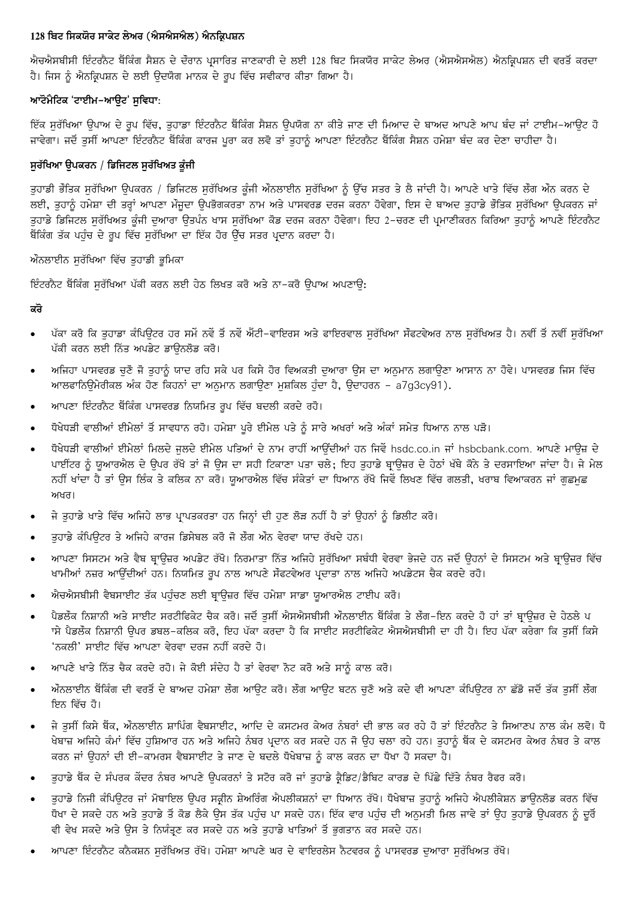### 128 ਬਿਟ ਸਿਕਯੋਰ ਸਾਕੇਟ ਲੇਅਰ (ਐਸਐਸਐਲ) ਐਨਕ੍ਰਿਪਸ਼ਨ

ਐਚਐਸਬੀਸੀ ਇੰਟਰਨੈਟ ਬੈਂਕਿੰਗ ਸੈਸ਼ਨ ਦੇ ਦੌਰਾਨ ਪ੍ਰਸਾਰਿਤ ਜਾਣਕਾਰੀ ਦੇ ਲਈ 128 ਬਿਟ ਸਿਕਯੋਰ ਸਾਕੇਟ ਲੇਅਰ (ਐਸਐਸਐਲ) ਐਨਕ੍ਰਿਪਸ਼ਨ ਦੀ ਵਰਤੋਂ ਕਰਦਾ ਹੈ। ਜਿਸ ਨੂੰ ਐਨਕ੍ਰਿਪਸ਼ਨ ਦੇ ਲਈ ਉਦਯੋਗ ਮਾਨਕ ਦੇ ਰੂਪ ਵਿੱਚ ਸਵੀਕਾਰ ਕੀਤਾ ਗਿਆ ਹੈ।

### ਆਟੋਮੈਟਿਕ 'ਟਾਈਮ-ਆਉਟ' ਸੁਵਿਧਾ:

ਇੱਕ ਸੁਰੱਖਿਆ ਉਪਾਅ ਦੇ ਰੂਪ ਵਿੱਚ, ਤੁਹਾਡਾ ਇੰਟਰਨੈਟ ਬੈਂਕਿੰਗ ਸੈਸ਼ਨ ਉਪਯੋਗ ਨਾ ਕੀਤੇ ਜਾਣ ਦੀ ਮਿਆਦ ਦੇ ਬਾਅਦ ਆਪਣੇ ਆਪ ਬੰਦ ਜਾਂ ਟਾਈਮ-ਆਉਟ ਹੋ ਜਾਵੇਗਾ। ਜਦੋਂ ਤੁਸੀਂ ਆਪਣਾ ਇੰਟਰਨੈਟ ਬੈਂਕਿੰਗ ਕਾਰਜ ਪੂਰਾ ਕਰ ਲਵੋ ਤਾਂ ਤੁਹਾਨੂੰ ਆਪਣਾ ਇੰਟਰਨੈਟ ਬੈਂਕਿੰਗ ਸੈਸ਼ਨ ਹਮੇਸ਼ਾ ਬੰਦ ਕਰ ਦੇਣਾ ਚਾਹੀਦਾ ਹੈ।

### ਸੁਰੱਖਿਆ ਉਪਕਰਨ / ਡਿਜਿਟਲ ਸੁਰੱਖਿਅਤ ਕੁੰਜੀ

ਤੁਹਾਡੀ ਭੌਤਿਕ ਸੁਰੱਖਿਆ ਉਪਕਰਨ / ਡਿਜਿਟਲ ਸੁਰੱਖਿਅਤ ਕੁੰਜੀ ਔਨਲਾਈਨ ਸੁਰੱਖਿਆ ਨੂੰ ਉੱਚ ਸਤਰ ਤੇ ਲੈ ਜਾਂਦੀ ਹੈ। ਆਪਣੇ ਖਾਤੇ ਵਿੱਚ ਲੌਗ ਔਨ ਕਰਨ ਦੇ ਲਈ, ਤੁਹਾਨੂੰ ਹਮੇਸ਼ਾ ਦੀ ਤਰ੍ਹਾਂ ਆਪਣਾ ਮੌਜੂਦਾ ਉਪਭੋਗਕਰਤਾ ਨਾਮ ਅਤੇ ਪਾਸਵਰਡ ਦਰਜ ਕਰਨਾ ਹੋਵੇਗਾ, ਇਸ ਦੇ ਬਾਅਦ ਤੁਹਾਡੇ ਭੌਤਿਕ ਸੁਰੱਖਿਆ ਉਪਕਰਨ ਜਾਂ ਤੁਹਾਡੇ ਡਿਜਿਟਲ ਸੁਰੱਖਿਅਤ ਕੁੰਜੀ ਦੁਆਰਾ ਉਤਪੰਨ ਖਾਸ ਸੁਰੱਖਿਆ ਕੋਡ ਦਰਜ ਕਰਨਾ ਹੋਵੇਗਾ। ਇਹ 2-ਚਰਣ ਦੀ ਪ੍ਰਮਾਣੀਕਰਨ ਕਿਰਿਆ ਤੁਹਾਨੂੰ ਆਪਣੇ ਇੰਟਰਨੈਟ ਬੈਂਕਿੰਗ ਤੱਕ ਪਹੁੰਚ ਦੇ ਰੂਪ ਵਿੱਚ ਸੁਰੱਖਿਆ ਦਾ ਇੱਕ ਹੋਰ ਉੱਚ ਸਤਰ ਪ੍ਰਦਾਨ ਕਰਦਾ ਹੈ।

ਔਨਲਾਈਨ ਸੁਰੱਖਿਆ ਵਿੱਚ ਤੁਹਾਡੀ ਭੂਮਿਕਾ

ਇੰਟਰਨੈਟ ਬੈਂਕਿੰਗ ਸੁਰੱਖਿਆ ਪੱਕੀ ਕਰਨ ਲਈ ਹੇਠ ਲਿਖਤ ਕਰੋ ਅਤੇ ਨਾ-ਕਰੋ ਉਪਾਅ ਅਪਣਾਉ:

**ਕਰੋ**

- ਪੱਕਾ ਕਰੋ ਕਿ ਤੁਹਾਡਾ ਕੰਪਿਊਟਰ ਹਰ ਸਮੇਂ ਨਵੇਂ ਤੋਂ ਨਵੇਂ ਐਂਟੀ-ਵਾਇਰਸ ਅਤੇ ਫਾਇਰਵਾਲ ਸੁਰੱਖਿਆ ਸੌਫਟਵੇਅਰ ਨਾਲ ਸੁਰੱਖਿਅਤ ਹੈ। ਨਵੀਂ ਤੋਂ ਨਵੀਂ ਸੁਰੱਖਿਆ ਪੱਕੀ ਕਰਨ ਲਈ ਨਿੱਤ ਅਪਡੇਟ ਡਾਉਨਲੋਡ ਕਰੋ।
- ਅਜਿਹਾ ਪਾਸਵਰਡ ਚੁਣੋ ਜੋ ਤੁਹਾਨੂੰ ਯਾਦ ਰਹਿ ਸਕੇ ਪਰ ਕਿਸੇ ਹੋਰ ਵਿਅਕਤੀ ਦੁਆਰਾ ਉਸ ਦਾ ਅਨੁਮਾਨ ਲਗਾਉਣਾ ਆਸਾਨ ਨਾ ਹੋਵੇ। ਪਾਸਵਰਡ ਜਿਸ ਵਿੱਚ ਆਲਫਾਨਿਊਮੇਰਿਕਲ ਅੰਕ ਹੋਣ ਕਿਹਨਾਂ ਦਾ ਅਨੁਮਾਨ ਲਗਾਉਣਾ ਮੁਸ਼ਕਿਲ ਹੁੰਦਾ ਹੈ, ਉਦਾਹਰਨ - a7g3cy91).
- ਆਪਣਾ ਇੰਟਰਨੈਟ ਬੈਂਕਿੰਗ ਪਾਸਵਰਡ ਨਿਯਮਿਤ ਰੂਪ ਵਿੱਚ ਬਦਲੀ ਕਰਦੇ ਰਹੋ।
- ਧੋਖੇਧੜੀ ਵਾਲੀਆਂ ਈਮੇਲਾਂ ਤੋਂ ਸਾਵਧਾਨ ਰਹੋ। ਹਮੇਸ਼ਾ ਪੂਰੇ ਈਮੇਲ ਪਤੇ ਨੂੰ ਸਾਰੇ ਅਖਰਾਂ ਅਤੇ ਅੰਕਾਂ ਸਮੇਤ ਧਿਆਨ ਨਾਲ ਪੜ੍ਹੋ।
- ਧੋਖੇਧੜੀ ਵਾਲੀਆਂ ਈਮੇਲਾਂ ਮਿਲਦੇ ਜੁਲਦੇ ਈਮੇਲ ਪਤਿਆਂ ਦੇ ਨਾਮ ਰਾਹੀਂ ਆਉਂਦੀਆਂ ਹਨ ਜਿਵੇਂ hsdc.co.in ਜਾਂ hsbcbank.com. ਆਪਣੇ ਮਾਊਜ਼ ਦੇ ਪਾਈਂਟਰ ਨੂੰ ਯੂਆਰਐਲ ਦੇ ਉਪਰ ਰੱਖੋ ਤਾਂ ਜੋ ਉਸ ਦਾ ਸਹੀ ਟਿਕਾਣਾ ਪਤਾ ਚਲੇ; ਇਹ ਤੁਹਾਡੇ ਬ੍ਰਾਊਜ਼ਰ ਦੇ ਹੇਠਾਂ ਖੱਬੇ ਕੋਨੇ ਤੇ ਦਰਸਾਇਆ ਜਾਂਦਾ ਹੈ। ਜੇ ਮੇਲ ਨਹੀਂ ਖਾਂਦਾ ਹੈ ਤਾਂ ਉਸ ਲਿੰਕ ਤੇ ਕਲਿਕ ਨਾ ਕਰੋ। ਯੂਆਰਐਲ ਵਿੱਚ ਸੰਕੇਤਾਂ ਦਾ ਧਿਆਨ ਰੱਖੋ ਜਿਵੇਂ ਲਿਖਣ ਵਿੱਚ ਗਲਤੀ, ਖਰਾਬ ਵਿਆਕਰਨ ਜਾਂ ਗੁਛਮੁਛ ਅਖਰ।
- ਜੇ ਤੁਹਾਡੇ ਖਾਤੇ ਵਿੱਚ ਅਜਿਹੇ ਲਾਭ ਪ੍ਰਾਪਤਕਰਤਾ ਹਨ ਜਿਨ੍ਹਾਂ ਦੀ ਹੁਣ ਲੋੜ ਨਹੀਂ ਹੈ ਤਾਂ ਉਹਨਾਂ ਨੂੰ ਡਿਲੀਟ ਕਰੋ।
- ਤੁਹਾਡੇ ਕੰਪਿਊਟਰ ਤੇ ਅਜਿਹੇ ਕਾਰਜ ਡਿਸੇਬਲ ਕਰੋ ਜੋ ਲੌਗ ਔਨ ਵੇਰਵਾ ਯਾਦ ਰੱਖਦੇ ਹਨ।
- ਆਪਣਾ ਸਿਸਟਮ ਅਤੇ ਵੈਬ ਬ੍ਰਾਊਜ਼ਰ ਅਪਡੇਟ ਰੱਖੋ। ਨਿਰਮਾਤਾ ਨਿੱਤ ਅਜਿਹੇ ਸੁਰੱਖਿਆ ਸਬੰਧੀ ਵੇਰਵਾ ਭੇਜਦੇ ਹਨ ਜਦੋਂ ਉਹਨਾਂ ਦੇ ਸਿਸਟਮ ਅਤੇ ਬ੍ਰਾਊਜ਼ਰ ਵਿੱਚ ਖਾਮੀਆਂ ਨਜ਼ਰ ਆਉਂਦੀਆਂ ਹਨ। ਨਿਯਮਿਤ ਰੂਪ ਨਾਲ ਆਪਣੇ ਸੌਫਟਵੇਅਰ ਪ੍ਰਦਾਤਾ ਨਾਲ ਅਜਿਹੇ ਅਪਡੇਟਸ ਚੈਕ ਕਰਦੇ ਰਹੋ।
- ਐਚਐਸਬੀਸੀ ਵੈਬਸਾਈਟ ਤੱਕ ਪਹੁੰਚਣ ਲਈ ਬ੍ਰਾਊਜ਼ਰ ਵਿੱਚ ਹਮੇਸ਼ਾ ਸਾਡਾ ਯੂਆਰਐਲ ਟਾਈਪ ਕਰੋ।
- ਪੈਡਲੌਕ ਨਿਸ਼ਾਨੀ ਅਤੇ ਸਾਈਟ ਸਰਟੀਫਿਕੇਟ ਚੈਕ ਕਰੋ। ਜਦੋਂ ਤੁਸੀਂ ਐਸਐਸਬੀਸੀ ਔਨਲਾਈਨ ਬੈਂਕਿੰਗ ਤੇ ਲੌਗ-ਇਨ ਕਰਦੇ ਹੋ ਹਾਂ ਤਾਂ ਬ੍ਰਾਊਜ਼ਰ ਦੇ ਹੇਠਲੇ ਪ ਾਸੇ ਪੈਡਲੌਕ ਨਿਸ਼ਾਨੀ ਉਪਰ ਡਬਲ-ਕਲਿਕ ਕਰੋ, ਇਹ ਪੱਕਾ ਕਰਦਾ ਹੈ ਕਿ ਸਾਈਟ ਸਰਟੀਫਿਕੇਟ ਐਸਐਸਬੀਸੀ ਦਾ ਹੀ ਹੈ। ਇਹ ਪੱਕਾ ਕਰੇਗਾ ਕਿ ਤੁਸੀਂ ਕਿਸੇ 'ਨਕਲੀ' ਸਾਈਟ ਵਿੱਚ ਆਪਣਾ ਵੇਰਵਾ ਦਰਜ ਨਹੀਂ ਕਰਦੇ ਹੋ।
- ਆਪਣੇ ਖਾਤੇ ਨਿੱਤ ਚੈਕ ਕਰਦੇ ਰਹੋ। ਜੇ ਕੋਈ ਸੰਦੇਹ ਹੈ ਤਾਂ ਵੇਰਵਾ ਨੋਟ ਕਰੋ ਅਤੇ ਸਾਨੂੰ ਕਾਲ ਕਰੋ।
- ਔਨਲਾਈਨ ਬੈਂਕਿੰਗ ਦੀ ਵਰਤੋਂ ਦੇ ਬਾਅਦ ਹਮੇਸ਼ਾ ਲੌਗ ਆਉਟ ਕਰੋ। ਲੌਗ ਆਉਟ ਬਟਨ ਚੁਣੋ ਅਤੇ ਕਦੇ ਵੀ ਆਪਣਾ ਕੰਪਿਊਟਰ ਨਾ ਛੱਡੋ ਜਦੋਂ ਤੱਕ ਤੁਸੀਂ ਲੌਗ ਇਨ ਵਿੱਚ ਹੋ।
- ਜੇ ਤੁਸੀਂ ਕਿਸੇ ਬੈਂਕ, ਔਨਲਾਈਨ ਸ਼ਾਪਿੰਗ ਵੈਬਸਾਈਟ, ਆਦਿ ਦੇ ਕਸਟਮਰ ਕੇਅਰ ਨੰਬਰਾਂ ਦੀ ਭਾਲ ਕਰ ਰਹੇ ਹੋ ਤਾਂ ਇੰਟਰਨੈਟ ਤੇ ਸਿਆਣਪ ਨਾਲ ਕੰਮ ਲਵੋ। ਧੋਖੇਬਾਜ਼ ਅਜਿਹੇ ਕੰਮਾਂ ਵਿੱਚ ਹੁਸ਼ਿਆਰ ਹਨ ਅਤੇ ਅਜਿਹੇ ਨੰਬਰ ਪ੍ਰਦਾਨ ਕਰ ਸਕਦੇ ਹਨ ਜੋ ਉਹ ਚਲਾ ਰਹੇ ਹਨ। ਤੁਹਾਨੂੰ ਬੈਂਕ ਦੇ ਕਸਟਮਰ ਕੇਅਰ ਨੰਬਰ ਤੇ ਕਾਲ ਕਰਨ ਜਾਂ ਉਹਨਾਂ ਦੀ ਈ-ਕਾਮਰਸ ਵੈਬਸਾਈਟ ਤੇ ਜਾਣ ਦੇ ਬਦਲੇ ਧੋਖੇਬਾਜ਼ ਨੂੰ ਕਾਲ ਕਰਨ ਦਾ ਧੋਖਾ ਹੋ ਸਕਦਾ ਹੈ।
- ਤੁਹਾਡੇ ਬੈਂਕ ਦੇ ਸੰਪਰਕ ਕੇਂਦਰ ਨੰਬਰ ਆਪਣੇ ਉਪਕਰਨਾਂ ਤੇ ਸਟੋਰ ਕਰੋ ਜਾਂ ਤੁਹਾਡੇ ਕ੍ਰੈਡਿਟ/ਡੈਬਿਟ ਕਾਰਡ ਦੇ ਪਿੱਛੇ ਦਿੱਤੇ ਨੰਬਰ ਰੈਫਰ ਕਰੋ।
- ਤੁਹਾਡੇ ਨਿਜੀ ਕੰਪਿਊਟਰ ਜਾਂ ਮੋਬਾਇਲ ਉਪਰ ਸਕ੍ਰੀਨ ਸ਼ੇਅਰਿੰਗ ਐਪਲੀਕਸ਼ਨਾਂ ਦਾ ਧਿਆਨ ਰੱਖੋ। ਧੋਖੇਬਾਜ਼ ਤੁਹਾਨੂੰ ਅਜਿਹੇ ਐਪਲੀਕੇਸ਼ਨ ਡਾਉਨਲੋਡ ਕਰਨ ਵਿੱਚ ਧੋਖਾ ਦੇ ਸਕਦੇ ਹਨ ਅਤੇ ਤੁਹਾਡੇ ਤੋਂ ਕੋਡ ਲੈਕੇ ਉਸ ਤੱਕ ਪਹੁੰਚ ਪਾ ਸਕਦੇ ਹਨ। ਇੱਕ ਵਾਰ ਪਹੁੰਚ ਦੀ ਅਨੁਮਤੀ ਮਿਲ ਜਾਵੇ ਤਾਂ ਉਹ ਤੁਹਾਡੇ ਉਪਕਰਨ ਨੂੰ ਦੂਰੋਂ ਵੀ ਵੇਖ ਸਕਦੇ ਅਤੇ ਉਸ ਤੇ ਨਿਯੰਤ੍ਰਣ ਕਰ ਸਕਦੇ ਹਨ ਅਤੇ ਤੁਹਾਡੇ ਖਾਤਿਆਂ ਤੋਂ ਭੁਗਤਾਨ ਕਰ ਸਕਦੇ ਹਨ।
- ਆਪਣਾ ਇੰਟਰਨੈਟ ਕਨੈਕਸ਼ਨ ਸੁਰੱਖਿਅਤ ਰੱਖੋ। ਹਮੇਸ਼ਾ ਆਪਣੇ ਘਰ ਦੇ ਵਾਇਰਲੇਸ ਨੈਟਵਰਕ ਨੂੰ ਪਾਸਵਰਡ ਦੁਆਰਾ ਸੁਰੱਖਿਅਤ ਰੱਖੋ।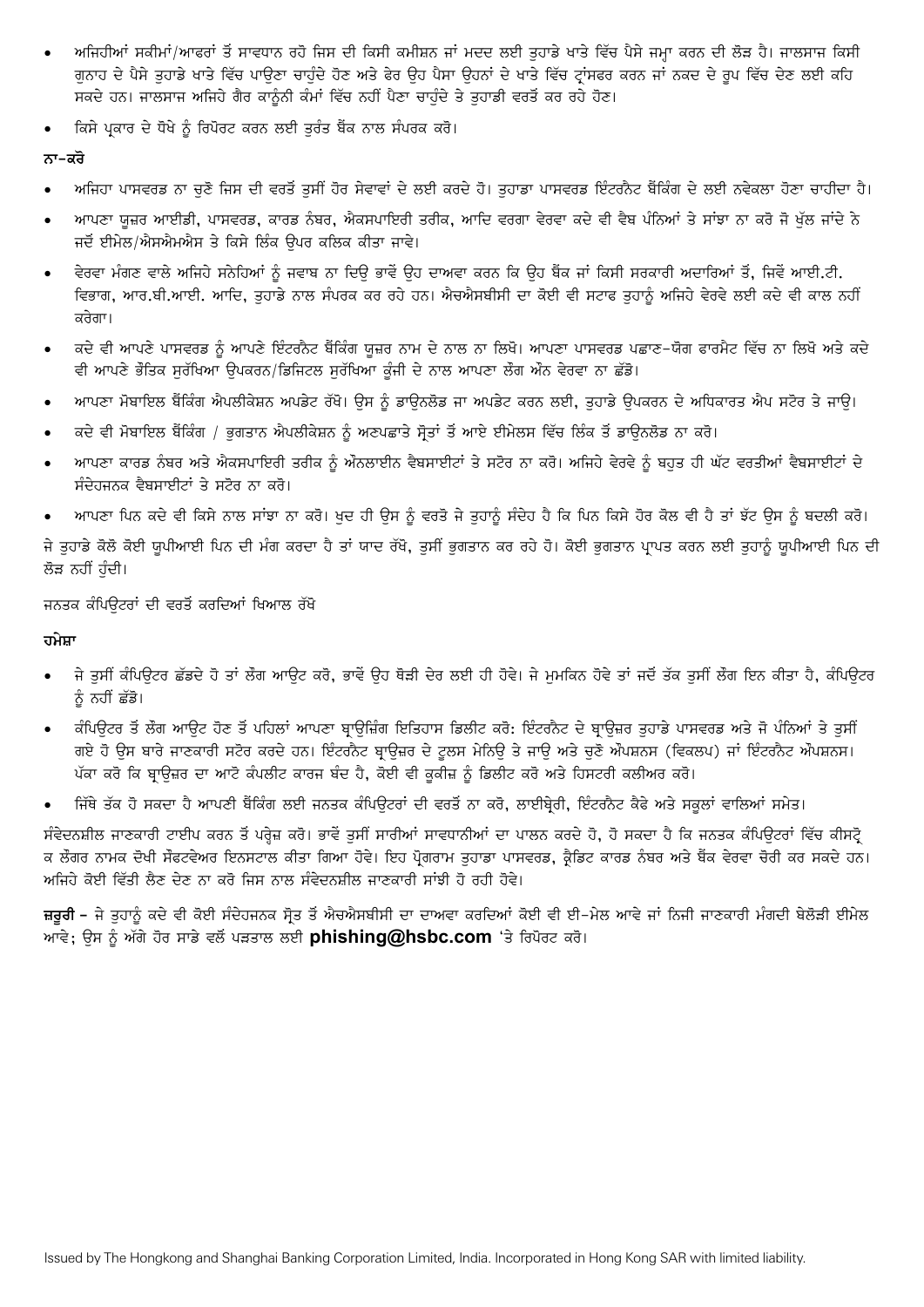- ਅਜਿਹੀਆਂ ਸਕੀਮਾਂ/ਆਫਰਾਂ ਤੋਂ ਸਾਵਧਾਨ ਰਹੋ ਜਿਸ ਦੀ ਕਿਸੀ ਕਮੀਸ਼ਨ ਜਾਂ ਮਦਦ ਲਈ ਤੁਹਾਡੇ ਖਾਤੇ ਵਿੱਚ ਪੈਸੇ ਜਮ੍ਹਾ ਕਰਨ ਦੀ ਲੋੜ ਹੈ। ਜਾਲਸਾਜ ਕਿਸੀ ਗੁਨਾਹ ਦੇ ਪੈਸੇ ਤੁਹਾਡੇ ਖਾਤੇ ਵਿੱਚ ਪਾਉਣਾ ਚਾਹੁੰਦੇ ਹੋਣ ਅਤੇ ਫੇਰ ਉਹ ਪੈਸਾ ਉਹਨਾਂ ਦੇ ਖਾਤੇ ਵਿੱਚ ਟ੍ਰਾਂਸਫਰ ਕਰਨ ਜਾਂ ਨਕਦ ਦੇ ਰੂਪ ਵਿੱਚ ਦੇਣ ਲਈ ਕਹਿ ਸਕਦੇ ਹਨ। ਜਾਲਸਾਜ ਅਜਿਹੇ ਗੈਰ ਕਾਨੂੰਨੀ ਕੰਮਾਂ ਵਿੱਚ ਨਹੀਂ ਪੈਣਾ ਚਾਹੁੰਦੇ ਤੇ ਤੁਹਾਡੀ ਵਰਤੋਂ ਕਰ ਰਹੇ ਹੋਣ।
- ਕਿਸੇ ਪ੍ਰਕਾਰ ਦੇ ਧੋਖੇ ਨੂੰ ਰਿਪੋਰਟ ਕਰਨ ਲਈ ਤੁਰੰਤ ਬੈਂਕ ਨਾਲ ਸੰਪਰਕ ਕਰੋ।

**ਨਾ-ਕਰੋ**

- ਅਜਿਹਾ ਪਾਸਵਰਡ ਨਾ ਚੁਣੋ ਜਿਸ ਦੀ ਵਰਤੋਂ ਤੁਸੀਂ ਹੋਰ ਸੇਵਾਵਾਂ ਦੇ ਲਈ ਕਰਦੇ ਹੋ। ਤੁਹਾਡਾ ਪਾਸਵਰਡ ਇੰਟਰਨੈਟ ਬੈਂਕਿੰਗ ਦੇ ਲਈ ਨਵੇਕਲਾ ਹੋਣਾ ਚਾਹੀਦਾ ਹੈ।
- ਆਪਣਾ ਯੂਜ਼ਰ ਆਈਡੀ, ਪਾਸਵਰਡ, ਕਾਰਡ ਨੰਬਰ, ਐਕਸਪਾਇਰੀ ਤਰੀਕ, ਆਦਿ ਵਰਗਾ ਵੇਰਵਾ ਕਦੇ ਵੀ ਵੈਬ ਪੰਨਿਆਂ ਤੇ ਸਾਂਝਾ ਨਾ ਕਰੋ ਜੋ ਖੁੱਲ ਜਾਂਦੇ ਨੇ ਜਦੋਂ ਈਮੇਲ/ਐਸਐਮਐਸ ਤੇ ਕਿਸੇ ਲਿੰਕ ਉਪਰ ਕਲਿਕ ਕੀਤਾ ਜਾਵੇ।
- ਵੇਰਵਾ ਮੰਗਣ ਵਾਲੇ ਅਜਿਹੇ ਸਨੇਹਿਆਂ ਨੂੰ ਜਵਾਬ ਨਾ ਦਿਉ ਭਾਵੇਂ ਉਹ ਦਾਅਵਾ ਕਰਨ ਕਿ ਉਹ ਬੈਂਕ ਜਾਂ ਕਿਸੀ ਸਰਕਾਰੀ ਅਦਾਰਿਆਂ ਤੋਂ, ਜਿਵੇਂ ਆਈ.ਟੀ. ਵਿਭਾਗ, ਆਰ.ਬੀ.ਆਈ. ਆਦਿ, ਤੁਹਾਡੇ ਨਾਲ ਸੰਪਰਕ ਕਰ ਰਹੇ ਹਨ। ਐਚਐਸਬੀਸੀ ਦਾ ਕੋਈ ਵੀ ਸਟਾਫ ਤੁਹਾਨੂੰ ਅਜਿਹੇ ਵੇਰਵੇ ਲਈ ਕਦੇ ਵੀ ਕਾਲ ਨਹੀਂ ਕਰੇਗਾ।
- ਕਦੇ ਵੀ ਆਪਣੇ ਪਾਸਵਰਡ ਨੂੰ ਆਪਣੇ ਇੰਟਰਨੈਟ ਬੈਂਕਿੰਗ ਯੂਜ਼ਰ ਨਾਮ ਦੇ ਨਾਲ ਨਾ ਲਿਖੋ। ਆਪਣਾ ਪਾਸਵਰਡ ਪਛਾਣ-ਯੋਗ ਫਾਰਮੈਟ ਵਿੱਚ ਨਾ ਲਿਖੋ ਅਤੇ ਕਦੇ ਵੀ ਆਪਣੇ ਭੌਤਿਕ ਸੁਰੱਖਿਆ ਉਪਕਰਨ/ਡਿਜਿਟਲ ਸੁਰੱਖਿਆ ਕੁੰਜੀ ਦੇ ਨਾਲ ਆਪਣਾ ਲੌਗ ਔਨ ਵੇਰਵਾ ਨਾ ਛੱਡੋ।
- ਆਪਣਾ ਮੋਬਾਇਲ ਬੈਂਕਿੰਗ ਐਪਲੀਕੇਸ਼ਨ ਅਪਡੇਟ ਰੱਖੋ। ਉਸ ਨੂੰ ਡਾਉਨਲੋਡ ਜਾ ਅਪਡੇਟ ਕਰਨ ਲਈ, ਤੁਹਾਡੇ ਉਪਕਰਨ ਦੇ ਅਧਿਕਾਰਤ ਐਪ ਸਟੋਰ ਤੇ ਜਾਉ।
- ਕਦੇ ਵੀ ਮੋਬਾਇਲ ਬੈਂਕਿੰਗ / ਭੁਗਤਾਨ ਐਪਲੀਕੇਸ਼ਨ ਨੂੰ ਅਣਪਛਾਤੇ ਸ੍ਰੋਤਾਂ ਤੋਂ ਆਏ ਈਮੇਲਸ ਵਿੱਚ ਲਿੰਕ ਤੋਂ ਡਾਉਨਲੋਡ ਨਾ ਕਰੋ।
- ਆਪਣਾ ਕਾਰਡ ਨੰਬਰ ਅਤੇ ਐਕਸਪਾਇਰੀ ਤਰੀਕ ਨੂੰ ਔਨਲਾਈਨ ਵੈਬਸਾਈਟਾਂ ਤੇ ਸਟੋਰ ਨਾ ਕਰੋ। ਅਜਿਹੇ ਵੇਰਵੇ ਨੂੰ ਬਹੁਤ ਹੀ ਘੱਟ ਵਰਤੀਆਂ ਵੈਬਸਾਈਟਾਂ ਦੇ ਸੰਦੇਹਜਨਕ ਵੈਬਸਾਈਟਾਂ ਤੇ ਸਟੋਰ ਨਾ ਕਰੋ।
- ਆਪਣਾ ਪਿਨ ਕਦੇ ਵੀ ਕਿਸੇ ਨਾਲ ਸਾਂਝਾ ਨਾ ਕਰੋ। ਖੁਦ ਹੀ ਉਸ ਨੂੰ ਵਰਤੋ ਜੇ ਤੁਹਾਨੂੰ ਸੰਦੇਹ ਹੈ ਕਿ ਪਿਨ ਕਿਸੇ ਹੋਰ ਕੋਲ ਵੀ ਹੈ ਤਾਂ ਝੱਟ ਉਸ ਨੂੰ ਬਦਲੀ ਕਰੋ।

ਜੇ ਤੁਹਾਡੇ ਕੋਲੋ ਕੋਈ ਯੂਪੀਆਈ ਪਿਨ ਦੀ ਮੰਗ ਕਰਦਾ ਹੈ ਤਾਂ ਯਾਦ ਰੱਖੋ, ਤੁਸੀਂ ਭੁਗਤਾਨ ਕਰ ਰਹੇ ਹੋ। ਕੋਈ ਭੁਗਤਾਨ ਪ੍ਰਾਪਤ ਕਰਨ ਲਈ ਤੁਹਾਨੂੰ ਯੂਪੀਆਈ ਪਿਨ ਦੀ ਲੋੜ ਨਹੀਂ ਹੁੰਦੀ।

ਜਨਤਕ ਕੰਪਿਉਟਰਾਂ ਦੀ ਵਰਤੋਂ ਕਰਦਿਆਂ ਖਿਆਲ ਰੱਖੋ

**ਹਮੇਸ਼ਾ**

- ਜੇ ਤੁਸੀਂ ਕੰਪਿਉਟਰ ਛੱਡਦੇ ਹੋ ਤਾਂ ਲੌਗ ਆਉਟ ਕਰੋ, ਭਾਵੇਂ ਉਹ ਥੋੜੀ ਦੇਰ ਲਈ ਹੀ ਹੋਵੇ। ਜੇ ਮੁਮਕਿਨ ਹੋਵੇ ਤਾਂ ਜਦੋਂ ਤੱਕ ਤੁਸੀਂ ਲੌਗ ਇਨ ਕੀਤਾ ਹੈ, ਕੰਪਿਉਟਰ ਨੂੰ ਨਹੀਂ ਛੱਡੋ।
- ਕੰਪਿਉਟਰ ਤੋਂ ਲੌਗ ਆਉਟ ਹੋਣ ਤੋਂ ਪਹਿਲਾਂ ਆਪਣਾ ਬ੍ਰਾਉਜ਼ਿੰਗ ਇਤਿਹਾਸ ਡਿਲੀਟ ਕਰੋ: ਇੰਟਰਨੈਟ ਦੇ ਬ੍ਰਾਉਜ਼ਰ ਤੁਹਾਡੇ ਪਾਸਵਰਡ ਅਤੇ ਜੋ ਪੰਨਿਆਂ ਤੇ ਤੁਸੀਂ ਗਏ ਹੋ ਉਸ ਬਾਰੇ ਜਾਣਕਾਰੀ ਸਟੋਰ ਕਰਦੇ ਹਨ। ਇੰਟਰਨੈਟ ਬ੍ਰਾਉਜ਼ਰ ਦੇ ਟੂਲਸ ਮੇਨਿਉ ਤੇ ਜਾਉ ਅਤੇ ਚੁਣੋ ਔਪਸ਼ਨਸ (ਵਿਕਲਪ) ਜਾਂ ਇੰਟਰਨੈਟ ਔਪਸ਼ਨਸ। ਪੱਕਾ ਕਰੋ ਕਿ ਬ੍ਰਾਉਜ਼ਰ ਦਾ ਆਟੋ ਕੰਪਲੀਟ ਕਾਰਜ ਬੰਦ ਹੈ, ਕੋਈ ਵੀ ਕੂਕੀਜ਼ ਨੂੰ ਡਿਲੀਟ ਕਰੋ ਅਤੇ ਹਿਸਟਰੀ ਕਲੀਅਰ ਕਰੋ।
- ਜਿੱਥੇ ਤੱਕ ਹੋ ਸਕਦਾ ਹੈ ਆਪਣੀ ਬੈਂਕਿੰਗ ਲਈ ਜਨਤਕ ਕੰਪਿਉਟਰਾਂ ਦੀ ਵਰਤੋਂ ਨਾ ਕਰੋ, ਲਾਈਬ੍ਰੇਰੀ, ਇੰਟਰਨੈਟ ਕੈਫੇ ਅਤੇ ਸਕੂਲਾਂ ਵਾਲਿਆਂ ਸਮੇਤ।

ਸੰਵੇਦਨਸ਼ੀਲ ਜਾਣਕਾਰੀ ਟਾਈਪ ਕਰਨ ਤੋਂ ਪਰ੍ਹੇਜ਼ ਕਰੋ। ਭਾਵੇਂ ਤੁਸੀਂ ਸਾਰੀਆਂ ਸਾਵਧਾਨੀਆਂ ਦਾ ਪਾਲਨ ਕਰਦੇ ਹੋ, ਹੋ ਸਕਦਾ ਹੈ ਕਿ ਜਨਤਕ ਕੰਪਿਉਟਰਾਂ ਵਿੱਚ ਕੀਸਟ੍ਰੋਕ ਲੌਗਰ ਨਾਮਕ ਦੋਖੀ ਸੌਫਟਵੇਅਰ ਇਨਸਟਾਲ ਕੀਤਾ ਗਿਆ ਹੋਵੇ। ਇਹ ਪ੍ਰੋਗਰਾਮ ਤੁਹਾਡਾ ਪਾਸਵਰਡ, ਕ੍ਰੈਡਿਟ ਕਾਰਡ ਨੰਬਰ ਅਤੇ ਬੈਂਕ ਵੇਰਵਾ ਚੋਰੀ ਕਰ ਸਕਦੇ ਹਨ। ਅਜਿਹੇ ਕੋਈ ਵਿੱਤੀ ਲੈਣ ਦੇਣ ਨਾ ਕਰੋ ਜਿਸ ਨਾਲ ਸੰਵੇਦਨਸ਼ੀਲ ਜਾਣਕਾਰੀ ਸਾਂਝੀ ਹੋ ਰਹੀ ਹੋਵੇ।

**ਜ਼ਰੂਰੀ -** ਜੇ ਤੁਹਾਨੂੰ ਕਦੇ ਵੀ ਕੋਈ ਸੰਦੇਹਜਨਕ ਸ੍ਰੋਤ ਤੋਂ ਐਚਐਸਬੀਸੀ ਦਾ ਦਾਅਵਾ ਕਰਦਿਆਂ ਕੋਈ ਵੀ ਈ-ਮੇਲ ਆਵੇ ਜਾਂ ਨਿਜੀ ਜਾਣਕਾਰੀ ਮੰਗਦੀ ਬੇਲੋੜੀ ਈਮੇਲ ਆਵੇ; ਉਸ ਨੂੰ ਅੱਗੇ ਹੋਰ ਸਾਡੇ ਵਲੋਂ ਪੜਤਾਲ ਲਈ **phishing@hsbc.com** 'ਤੇ ਰਿਪੋਰਟ ਕਰੋ।

Issued by The Hongkong and Shanghai Banking Corporation Limited, India. Incorporated in Hong Kong SAR with limited liability.